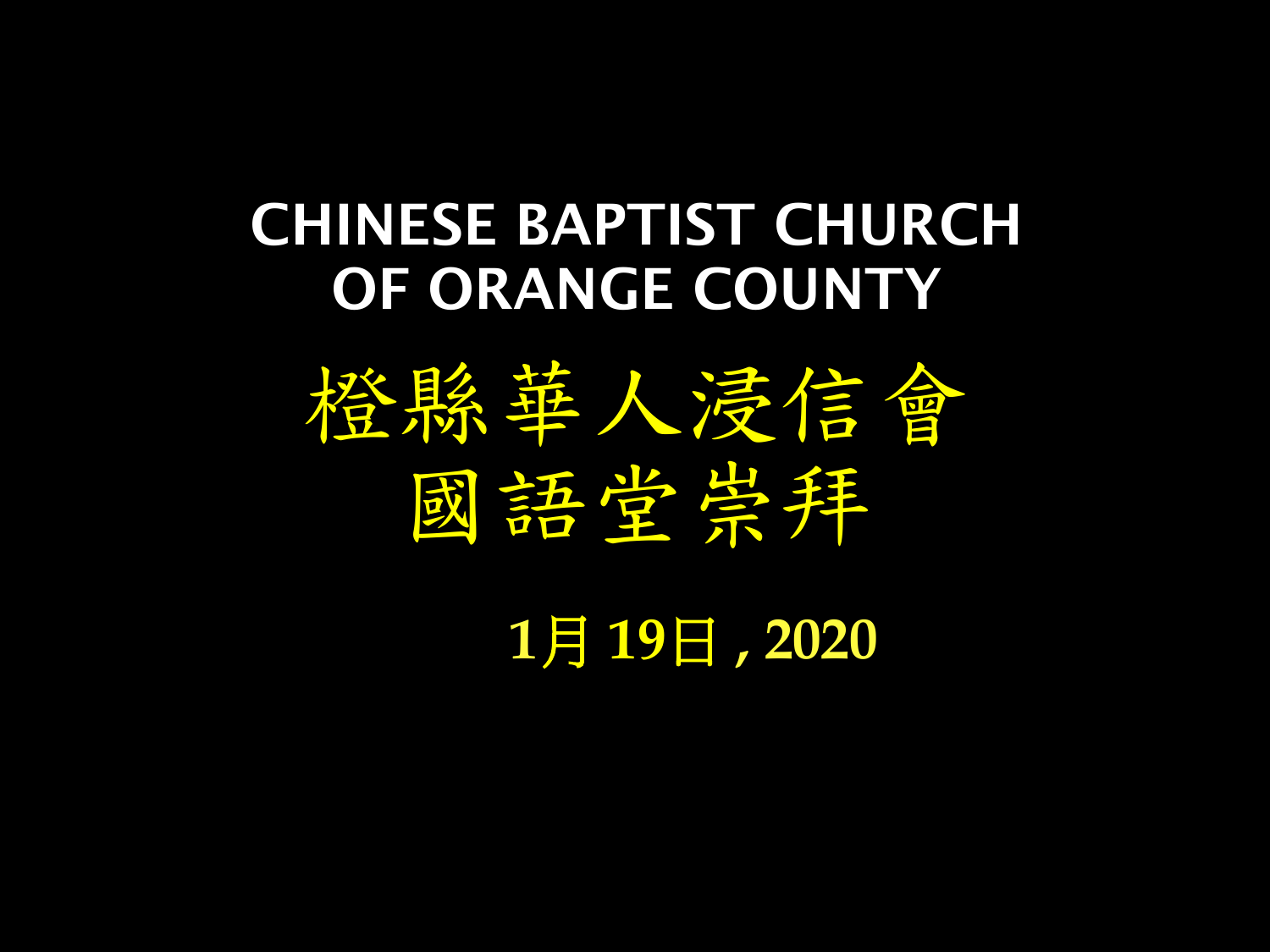# CHINESE BAPTIST CHURCH OF ORANGE COUNTY

# 橙縣華人浸信會
# 國語堂崇拜

**1月 19日 , 2020**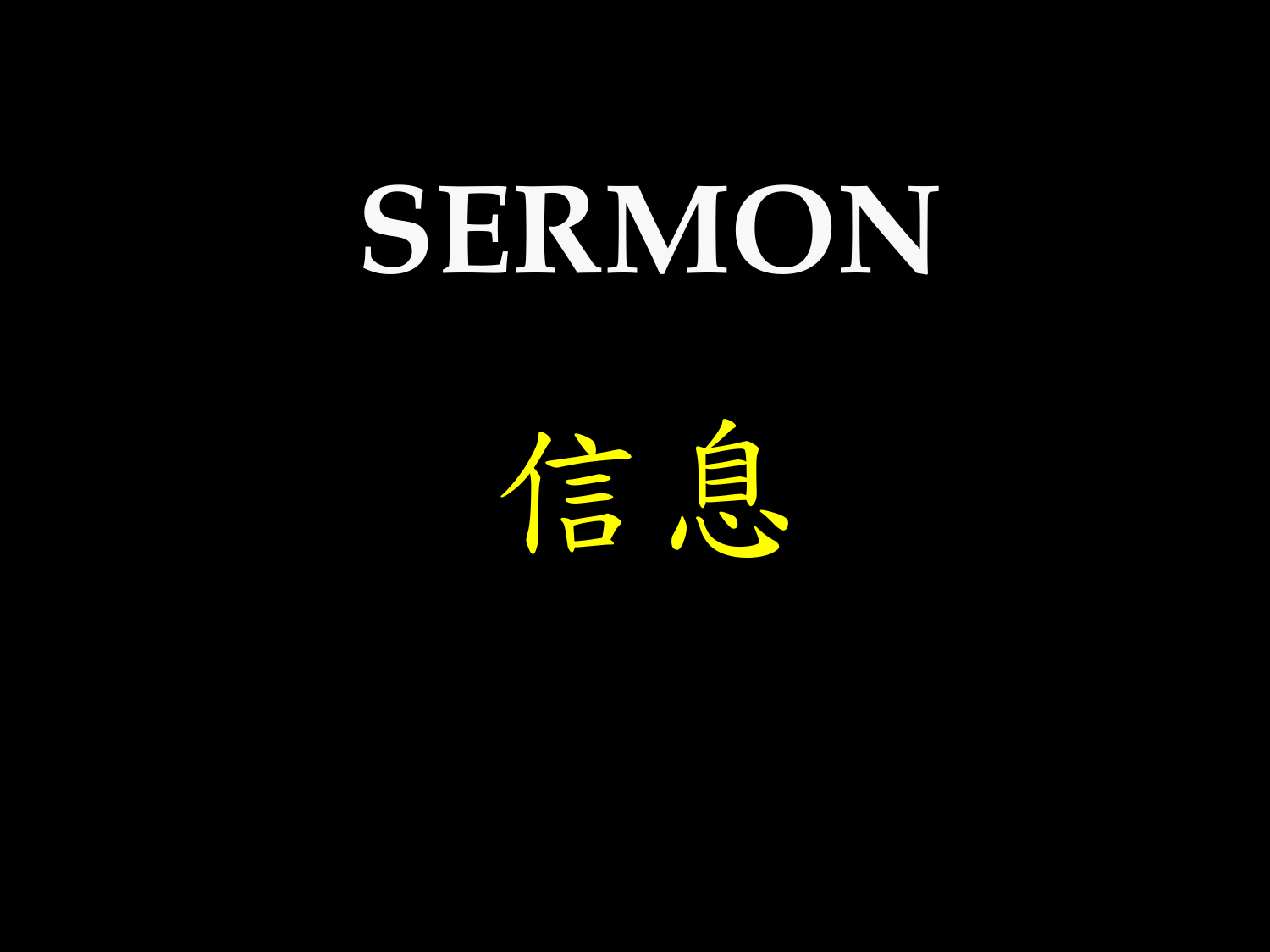# SERMON

# 信息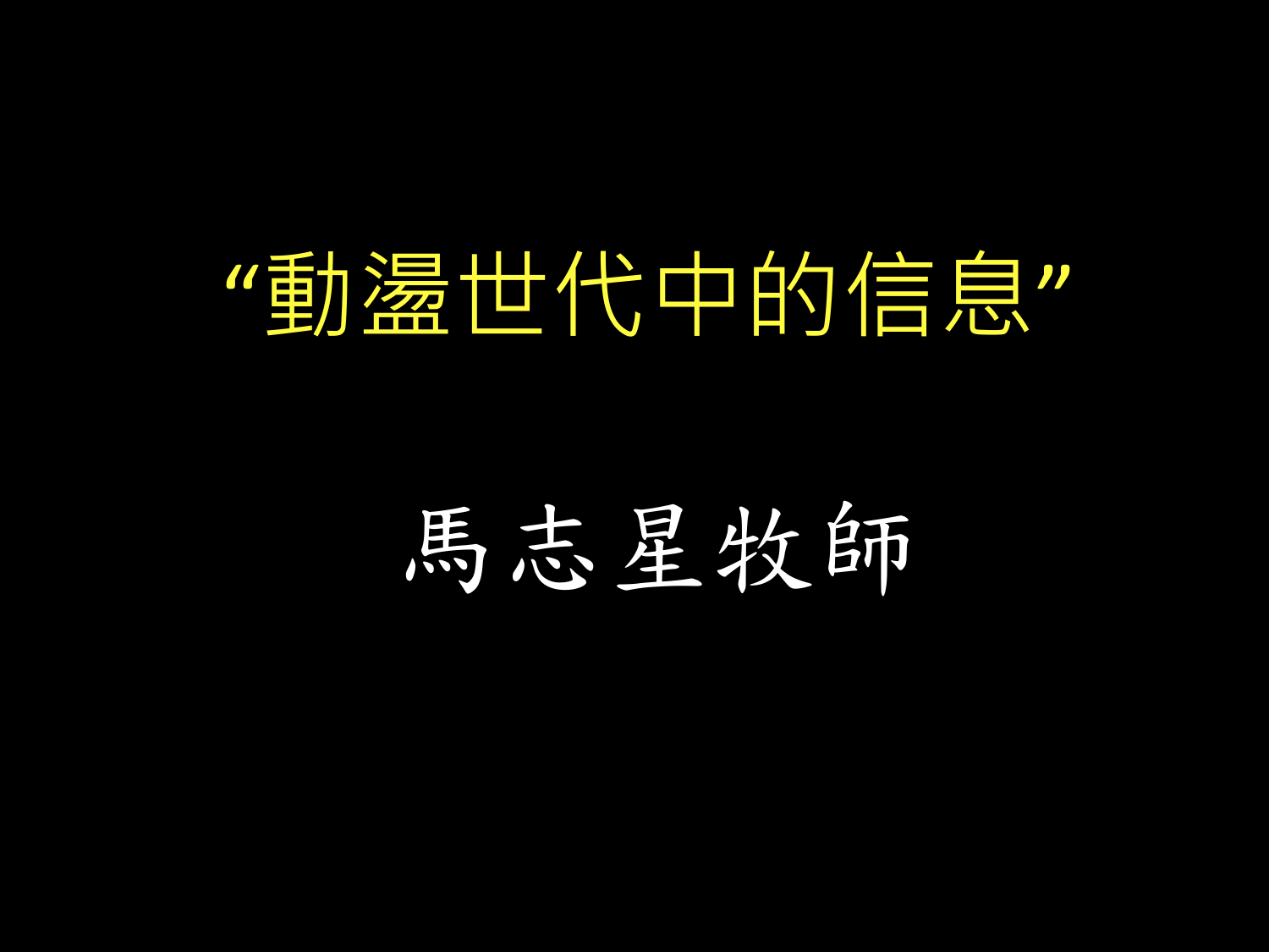# “動盪世代中的信息”

馬志星牧師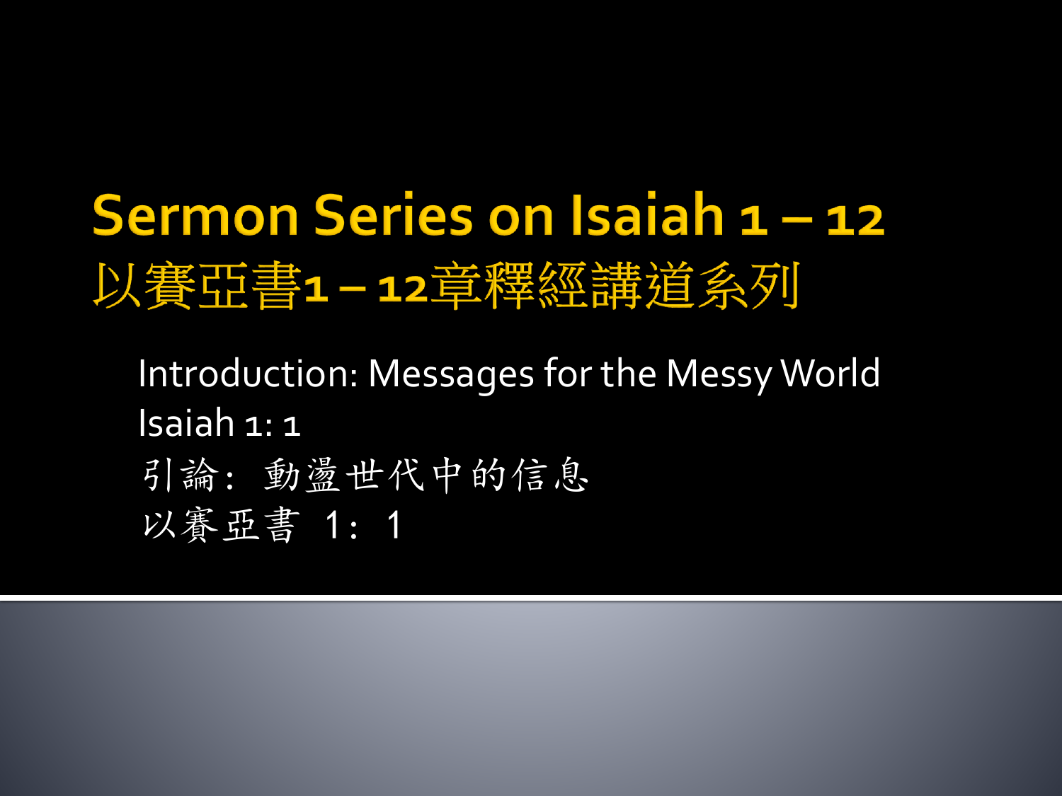# Sermon Series on Isaiah 1 – 12
# 以賽亞書1 – 12章釋經講道系列

Introduction: Messages for the Messy World
Isaiah 1: 1
引論：動盪世代中的信息
以賽亞書 1：1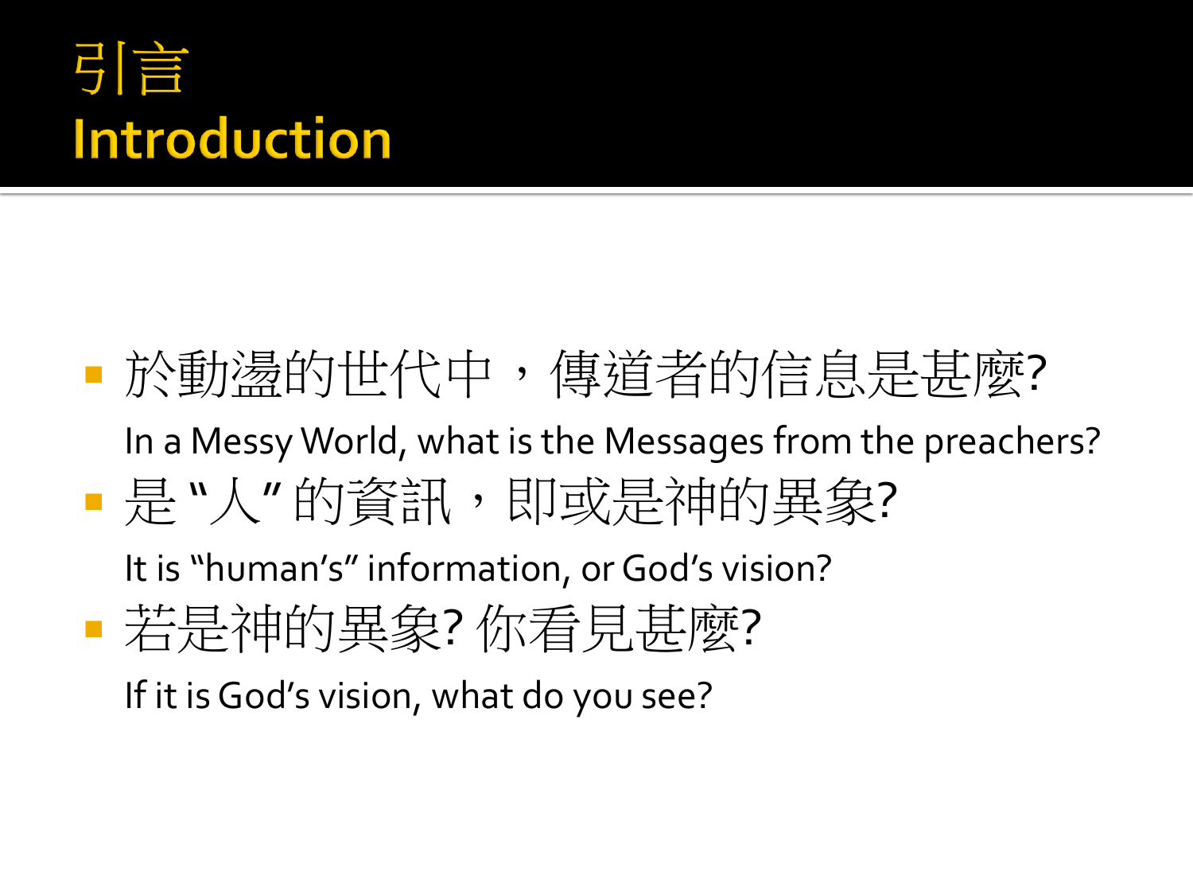# 引言
# Introduction

- 於動盪的世代中，傳道者的信息是甚麼?
  In a Messy World, what is the Messages from the preachers?
- 是 "人" 的資訊，即或是神的異象?
  It is "human's" information, or God's vision?
- 若是神的異象? 你看見甚麼?
  If it is God's vision, what do you see?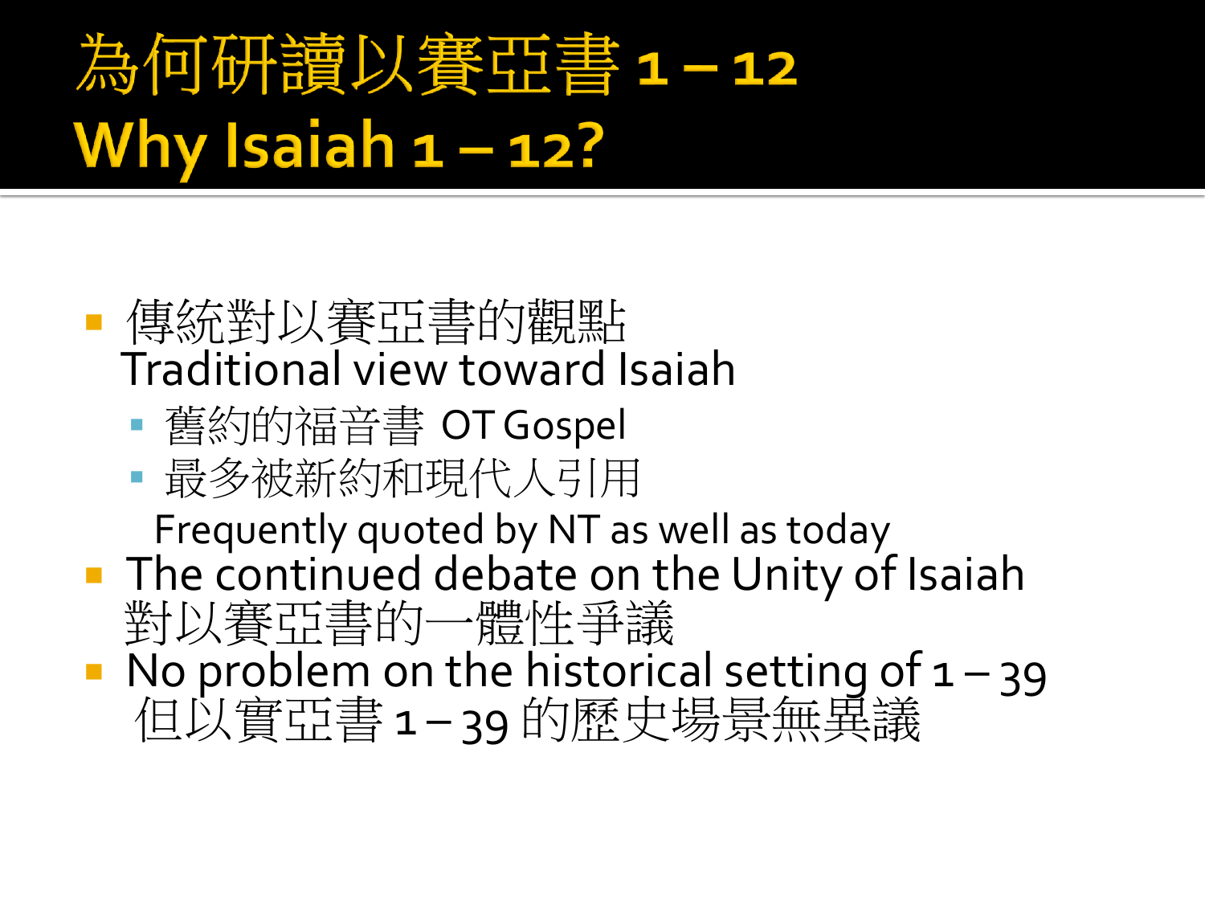# 為何研讀以賽亞書 1 – 12
# Why Isaiah 1 – 12?

- 傳統對以賽亞書的觀點
  Traditional view toward Isaiah
  - 舊約的福音書 OT Gospel
  - 最多被新約和現代人引用
    Frequently quoted by NT as well as today
- The continued debate on the Unity of Isaiah
  對以賽亞書的一體性爭議
- No problem on the historical setting of 1 – 39
  但以實亞書 1 – 39 的歷史場景無異議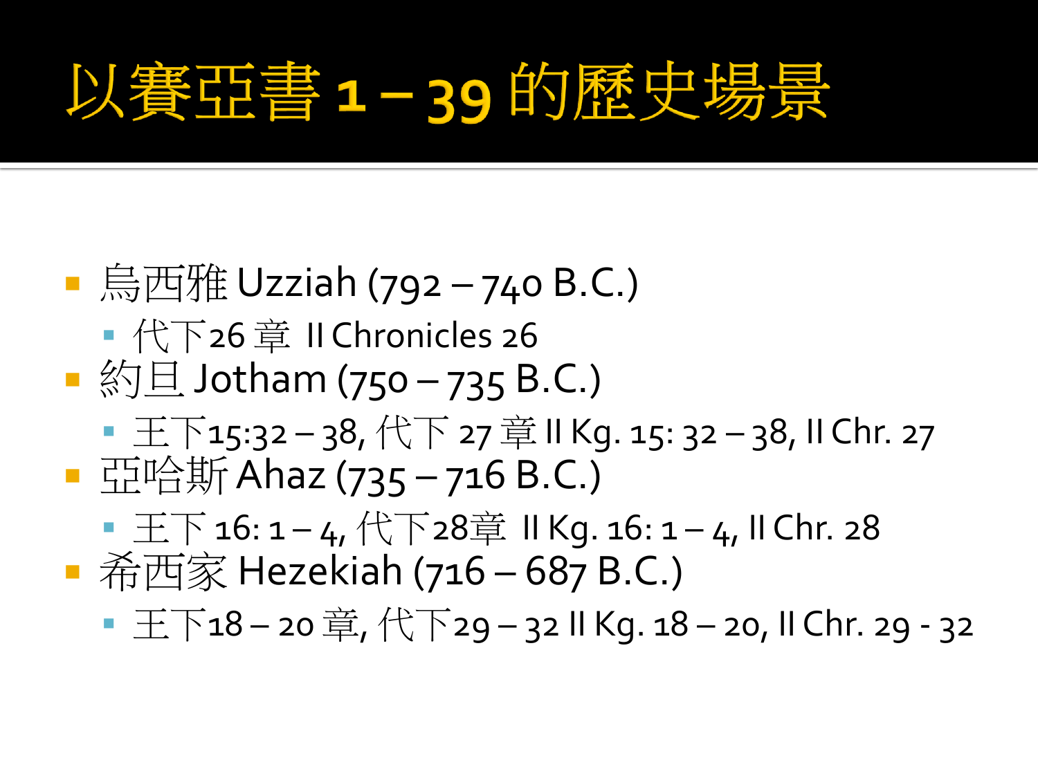# 以賽亞書 1 – 39 的歷史場景

- 烏西雅 Uzziah (792 – 740 B.C.)
  - 代下26 章 II Chronicles 26
- 約旦 Jotham (750 – 735 B.C.)
  - 王下15:32 – 38, 代下 27 章 II Kg. 15: 32 – 38, II Chr. 27
- 亞哈斯 Ahaz (735 – 716 B.C.)
  - 王下 16: 1 – 4, 代下28章 II Kg. 16: 1 – 4, II Chr. 28
- 希西家 Hezekiah (716 – 687 B.C.)
  - 王下18 – 20 章, 代下29 – 32 II Kg. 18 – 20, II Chr. 29 - 32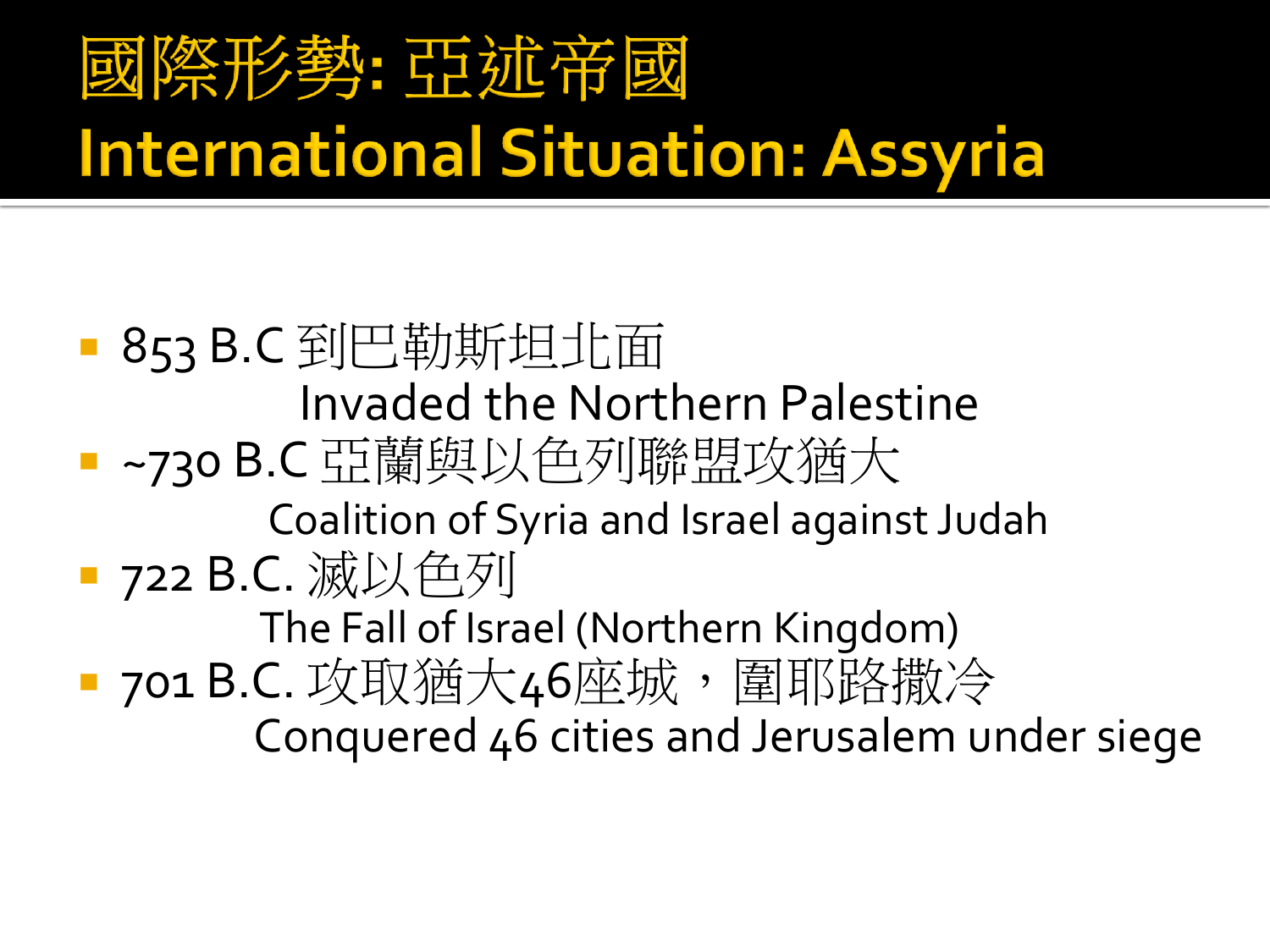# 國際形勢: 亞述帝國
# International Situation: Assyria

- 853 B.C 到巴勒斯坦北面
  Invaded the Northern Palestine
- ~730 B.C 亞蘭與以色列聯盟攻猶大
  Coalition of Syria and Israel against Judah
- 722 B.C. 滅以色列
  The Fall of Israel (Northern Kingdom)
- 701 B.C. 攻取猶大46座城，圍耶路撒冷
  Conquered 46 cities and Jerusalem under siege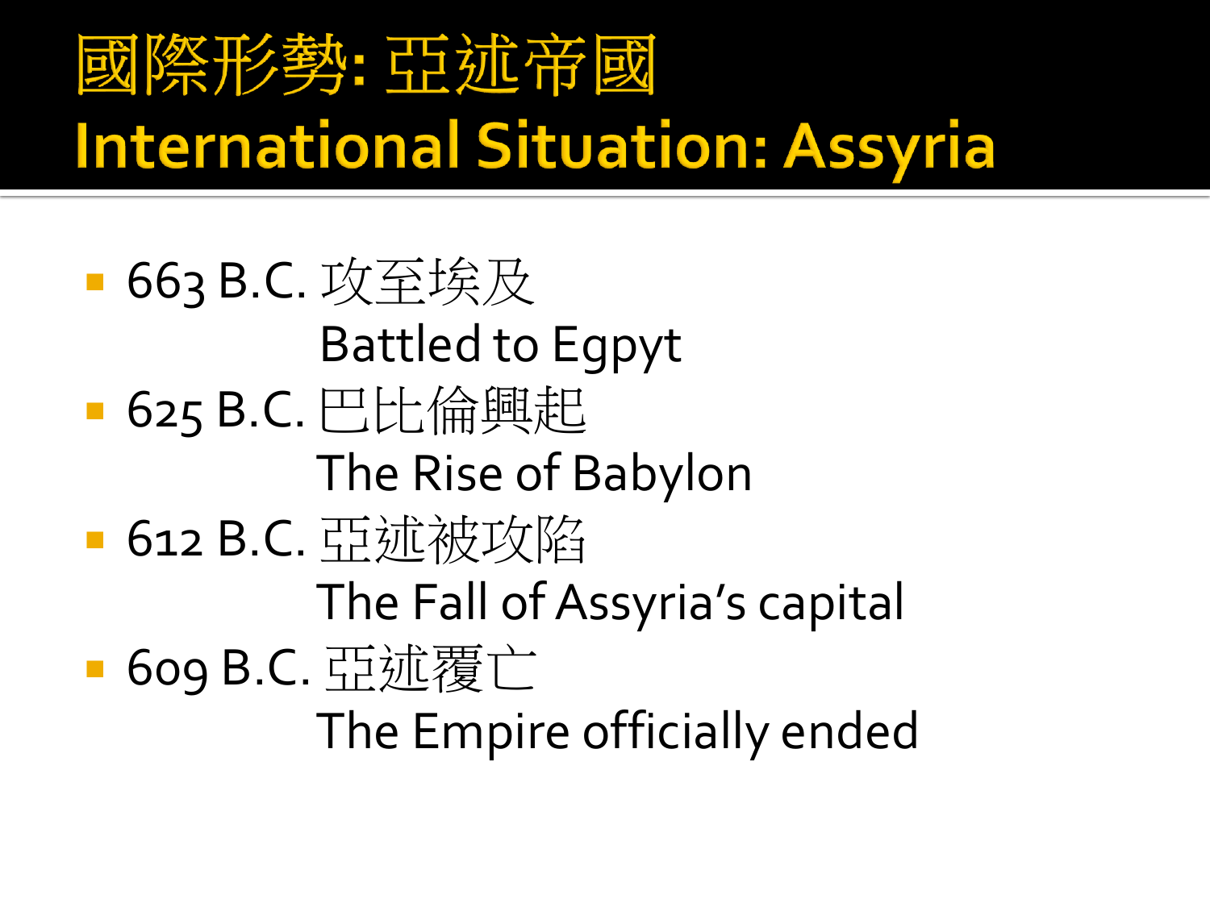# 國際形勢: 亞述帝國
# International Situation: Assyria

- 663 B.C. 攻至埃及
  Battled to Egpyt
- 625 B.C. 巴比倫興起
  The Rise of Babylon
- 612 B.C. 亞述被攻陷
  The Fall of Assyria's capital
- 609 B.C. 亞述覆亡
  The Empire officially ended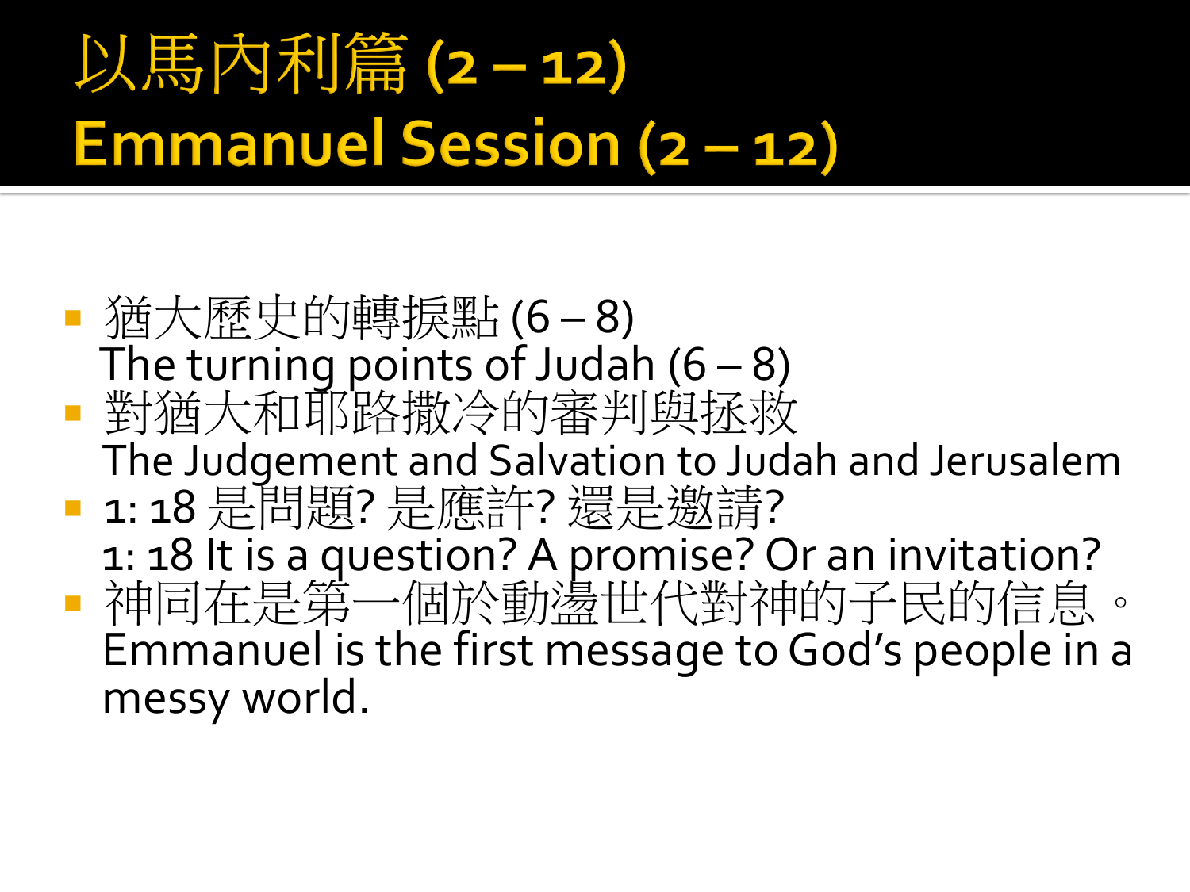# 以馬內利篇 (2 – 12)
# Emmanuel Session (2 – 12)

- 猶大歷史的轉捩點 (6 – 8)
  The turning points of Judah (6 – 8)
- 對猶大和耶路撒冷的審判與拯救
  The Judgement and Salvation to Judah and Jerusalem
- 1: 18 是問題? 是應許? 還是邀請?
  1: 18 It is a question? A promise? Or an invitation?
- 神同在是第一個於動盪世代對神的子民的信息。
  Emmanuel is the first message to God's people in a messy world.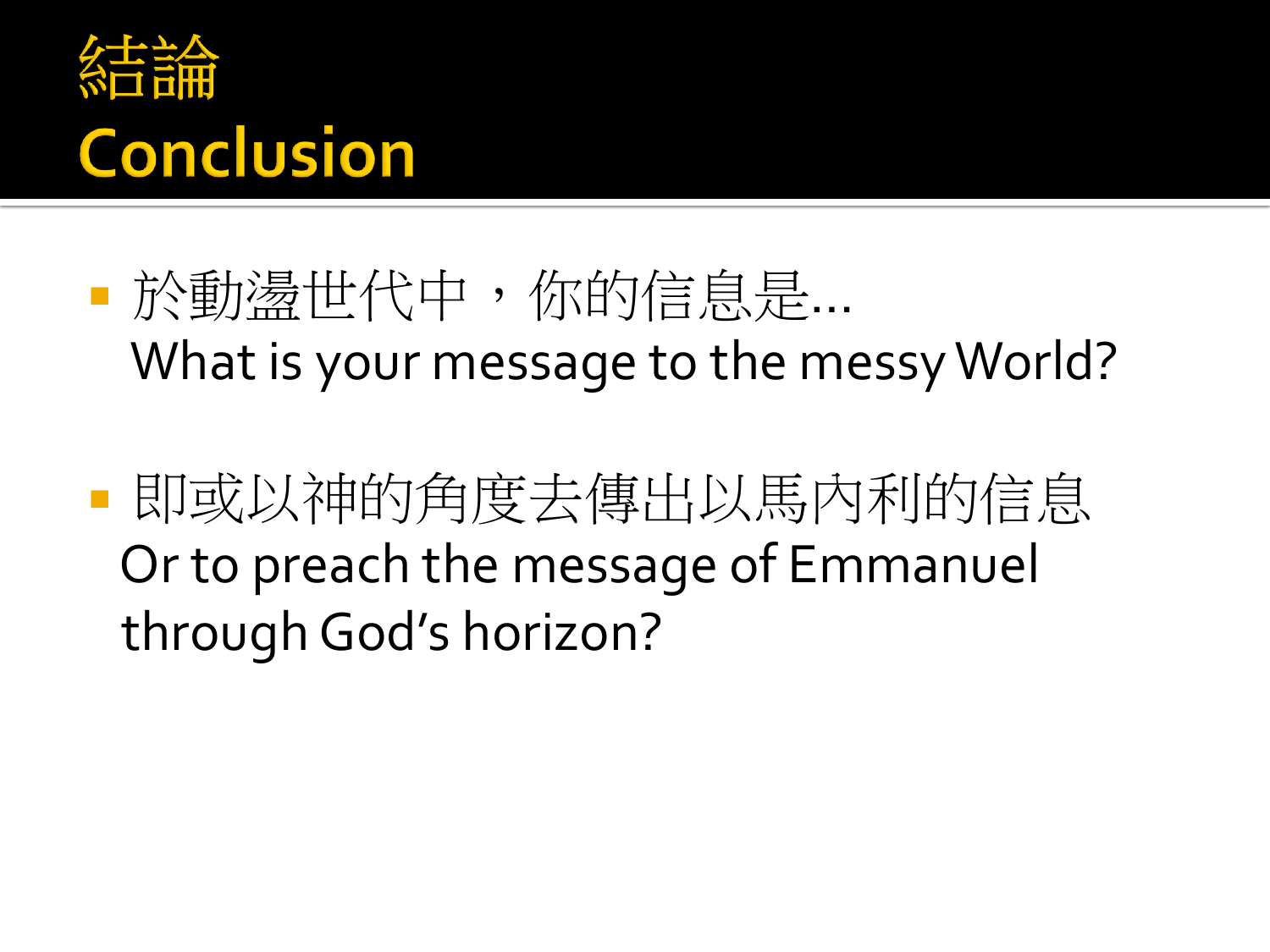# 結論
# Conclusion

- 於動盪世代中，你的信息是…
  What is your message to the messy World?

- 即或以神的角度去傳出以馬內利的信息
  Or to preach the message of Emmanuel through God's horizon?